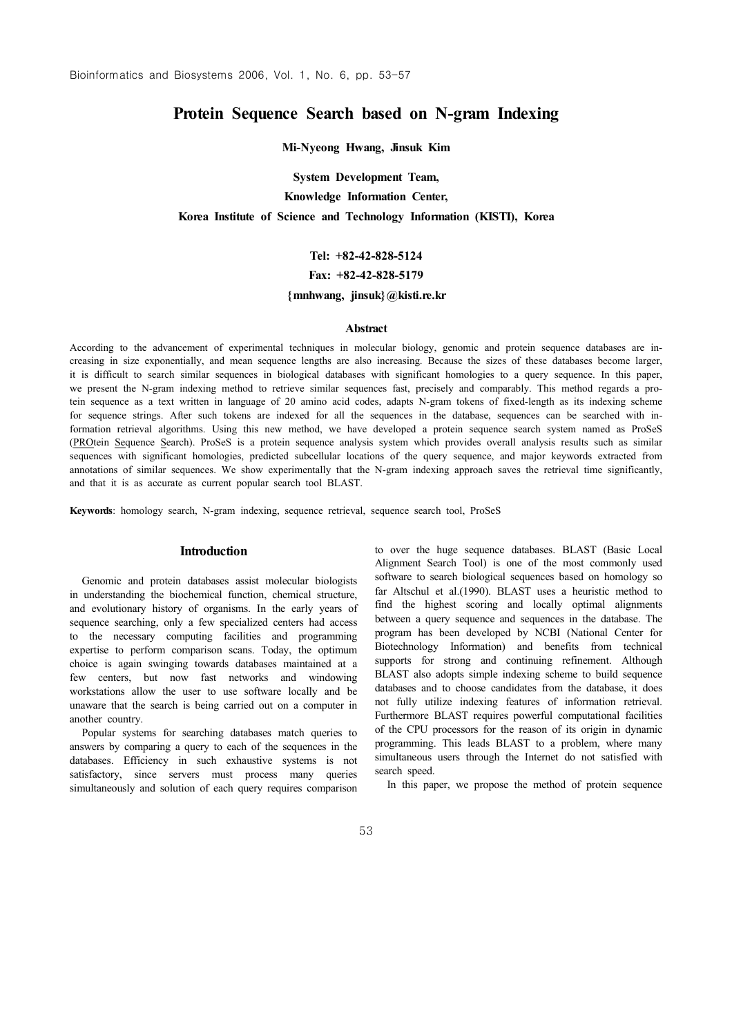# Protein Sequence Search based on N-gram Indexing

**Mi-Nyeong Hwang, Jinsuk Kim**

**System Development Team,**

**Knowledge Information Center,**

**Korea Institute of Science and Technology Information (KISTI), Korea**

**Tel: +82-42-828-5124**

**Fax: +82-42-828-5179**

**{mnhwang, jinsuk}@kisti.re.kr**

## Abstract

According to the advancement of experimental techniques in molecular biology, genomic and protein sequence databases are increasing in size exponentially, and mean sequence lengths are also increasing. Because the sizes of these databases become larger, it is difficult to search similar sequences in biological databases with significant homologies to a query sequence. In this paper, we present the N-gram indexing method to retrieve similar sequences fast, precisely and comparably. This method regards a protein sequence as a text written in language of 20 amino acid codes, adapts N-gram tokens of fixed-length as its indexing scheme for sequence strings. After such tokens are indexed for all the sequences in the database, sequences can be searched with information retrieval algorithms. Using this new method, we have developed a protein sequence search system named as ProSeS (PROtein Sequence Search). ProSeS is a protein sequence analysis system which provides overall analysis results such as similar sequences with significant homologies, predicted subcellular locations of the query sequence, and major keywords extracted from annotations of similar sequences. We show experimentally that the N-gram indexing approach saves the retrieval time significantly, and that it is as accurate as current popular search tool BLAST.

**Keywords**: homology search, N-gram indexing, sequence retrieval, sequence search tool, ProSeS

## Introduction

Genomic and protein databases assist molecular biologists in understanding the biochemical function, chemical structure, and evolutionary history of organisms. In the early years of sequence searching, only a few specialized centers had access to the necessary computing facilities and programming expertise to perform comparison scans. Today, the optimum choice is again swinging towards databases maintained at a few centers, but now fast networks and windowing workstations allow the user to use software locally and be unaware that the search is being carried out on a computer in another country.

Popular systems for searching databases match queries to answers by comparing a query to each of the sequences in the databases. Efficiency in such exhaustive systems is not satisfactory, since servers must process many queries simultaneously and solution of each query requires comparison to over the huge sequence databases. BLAST (Basic Local Alignment Search Tool) is one of the most commonly used software to search biological sequences based on homology so far Altschul et al.(1990). BLAST uses a heuristic method to find the highest scoring and locally optimal alignments between a query sequence and sequences in the database. The program has been developed by NCBI (National Center for Biotechnology Information) and benefits from technical supports for strong and continuing refinement. Although BLAST also adopts simple indexing scheme to build sequence databases and to choose candidates from the database, it does not fully utilize indexing features of information retrieval. Furthermore BLAST requires powerful computational facilities of the CPU processors for the reason of its origin in dynamic programming. This leads BLAST to a problem, where many simultaneous users through the Internet do not satisfied with search speed.

In this paper, we propose the method of protein sequence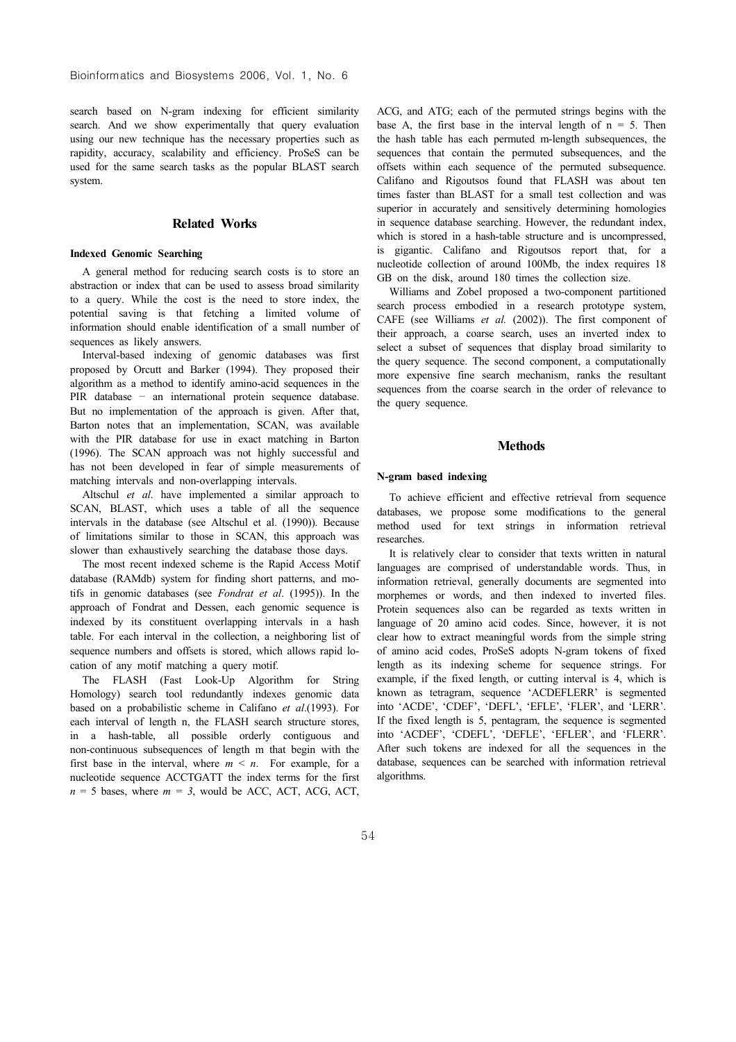search based on N-gram indexing for efficient similarity search. And we show experimentally that query evaluation using our new technique has the necessary properties such as rapidity, accuracy, scalability and efficiency. ProSeS can be used for the same search tasks as the popular BLAST search system.

## Related Works

### Indexed Genomic Searching

A general method for reducing search costs is to store an abstraction or index that can be used to assess broad similarity to a query. While the cost is the need to store index, the potential saving is that fetching a limited volume of information should enable identification of a small number of sequences as likely answers.

Interval-based indexing of genomic databases was first proposed by Orcutt and Barker (1994). They proposed their algorithm as a method to identify amino-acid sequences in the PIR database − an international protein sequence database. But no implementation of the approach is given. After that, Barton notes that an implementation, SCAN, was available with the PIR database for use in exact matching in Barton (1996). The SCAN approach was not highly successful and has not been developed in fear of simple measurements of matching intervals and non-overlapping intervals.

Altschul *et al*. have implemented a similar approach to SCAN, BLAST, which uses a table of all the sequence intervals in the database (see Altschul et al. (1990)). Because of limitations similar to those in SCAN, this approach was slower than exhaustively searching the database those days.

The most recent indexed scheme is the Rapid Access Motif database (RAMdb) system for finding short patterns, and motifs in genomic databases (see *Fondrat et al*. (1995)). In the approach of Fondrat and Dessen, each genomic sequence is indexed by its constituent overlapping intervals in a hash table. For each interval in the collection, a neighboring list of sequence numbers and offsets is stored, which allows rapid location of any motif matching a query motif.

The FLASH (Fast Look-Up Algorithm for String Homology) search tool redundantly indexes genomic data based on a probabilistic scheme in Califano *et al*.(1993). For each interval of length n, the FLASH search structure stores, in a hash-table, all possible orderly contiguous and non-continuous subsequences of length m that begin with the first base in the interval, where $m < n$. For example, for a nucleotide sequence ACCTGATT the index terms for the first $n = 5$ bases, where $m = 3$, would be ACC, ACT, ACG, ACT, ACG, and ATG; each of the permuted strings begins with the base A, the first base in the interval length of $n = 5$. Then the hash table has each permuted m-length subsequences, the sequences that contain the permuted subsequences, and the offsets within each sequence of the permuted subsequence. Califano and Rigoutsos found that FLASH was about ten times faster than BLAST for a small test collection and was superior in accurately and sensitively determining homologies in sequence database searching. However, the redundant index, which is stored in a hash-table structure and is uncompressed, is gigantic. Califano and Rigoutsos report that, for a nucleotide collection of around 100Mb, the index requires 18 GB on the disk, around 180 times the collection size.

Williams and Zobel proposed a two-component partitioned search process embodied in a research prototype system, CAFE (see Williams *et al.* (2002)). The first component of their approach, a coarse search, uses an inverted index to select a subset of sequences that display broad similarity to the query sequence. The second component, a computationally more expensive fine search mechanism, ranks the resultant sequences from the coarse search in the order of relevance to the query sequence.

## Methods

### N-gram based indexing

To achieve efficient and effective retrieval from sequence databases, we propose some modifications to the general method used for text strings in information retrieval researches.

It is relatively clear to consider that texts written in natural languages are comprised of understandable words. Thus, in information retrieval, generally documents are segmented into morphemes or words, and then indexed to inverted files. Protein sequences also can be regarded as texts written in language of 20 amino acid codes. Since, however, it is not clear how to extract meaningful words from the simple string of amino acid codes, ProSeS adopts N-gram tokens of fixed length as its indexing scheme for sequence strings. For example, if the fixed length, or cutting interval is 4, which is known as tetragram, sequence 'ACDEFLERR' is segmented into 'ACDE', 'CDEF', 'DEFL', 'EFLE', 'FLER', and 'LERR'. If the fixed length is 5, pentagram, the sequence is segmented into 'ACDEF', 'CDEFL', 'DEFLE', 'EFLER', and 'FLERR'. After such tokens are indexed for all the sequences in the database, sequences can be searched with information retrieval algorithms.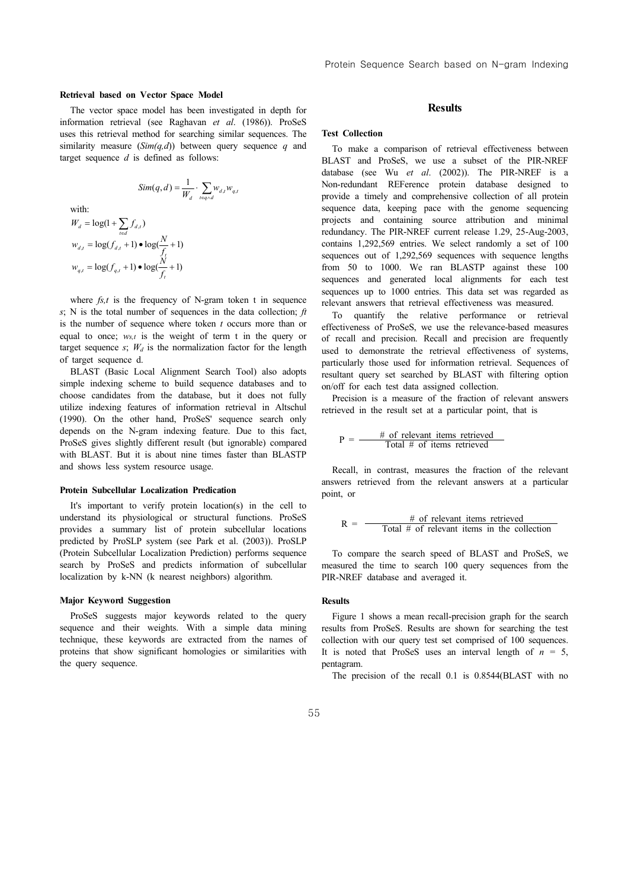### Retrieval based on Vector Space Model

The vector space model has been investigated in depth for information retrieval (see Raghavan *et al*. (1986)). ProSeS uses this retrieval method for searching similar sequences. The similarity measure ($Sim(q,d)$) between query sequence $q$ and target sequence $d$ is defined as follows:

$$Sim(q,d) = \frac{1}{W_d} \cdot \sum_{t \in q \wedge d} w_{d,t} w_{q,t}$$

with:

$$W_d = \log(1 + \sum_{t \in d} f_{d,t})$$

$$w_{d,t} = \log(f_{d,t} + 1) \bullet \log(\frac{N}{f_t} + 1)$$

$$w_{q,t} = \log(f_{q,t} + 1) \bullet \log(\frac{N}{f_t} + 1)$$

where $f_{s,t}$ is the frequency of N-gram token t in sequence $s$; N is the total number of sequences in the data collection; $f_t$ is the number of sequence where token $t$ occurs more than or equal to once; $w_{s,t}$ is the weight of term t in the query or target sequence $s$; $W_d$ is the normalization factor for the length of target sequence d.

BLAST (Basic Local Alignment Search Tool) also adopts simple indexing scheme to build sequence databases and to choose candidates from the database, but it does not fully utilize indexing features of information retrieval in Altschul (1990). On the other hand, ProSeS' sequence search only depends on the N-gram indexing feature. Due to this fact, ProSeS gives slightly different result (but ignorable) compared with BLAST. But it is about nine times faster than BLASTP and shows less system resource usage.

### Protein Subcellular Localization Predication

It's important to verify protein location(s) in the cell to understand its physiological or structural functions. ProSeS provides a summary list of protein subcellular locations predicted by ProSLP system (see Park et al. (2003)). ProSLP (Protein Subcellular Localization Prediction) performs sequence search by ProSeS and predicts information of subcellular localization by k-NN (k nearest neighbors) algorithm.

### Major Keyword Suggestion

ProSeS suggests major keywords related to the query sequence and their weights. With a simple data mining technique, these keywords are extracted from the names of proteins that show significant homologies or similarities with the query sequence.

## Results

### Test Collection

To make a comparison of retrieval effectiveness between BLAST and ProSeS, we use a subset of the PIR-NREF database (see Wu *et al*. (2002)). The PIR-NREF is a Non-redundant REFerence protein database designed to provide a timely and comprehensive collection of all protein sequence data, keeping pace with the genome sequencing projects and containing source attribution and minimal redundancy. The PIR-NREF current release 1.29, 25-Aug-2003, contains 1,292,569 entries. We select randomly a set of 100 sequences out of 1,292,569 sequences with sequence lengths from 50 to 1000. We ran BLASTP against these 100 sequences and generated local alignments for each test sequences up to 1000 entries. This data set was regarded as relevant answers that retrieval effectiveness was measured.

To quantify the relative performance or retrieval effectiveness of ProSeS, we use the relevance-based measures of recall and precision. Recall and precision are frequently used to demonstrate the retrieval effectiveness of systems, particularly those used for information retrieval. Sequences of resultant query set searched by BLAST with filtering option on/off for each test data assigned collection.

Precision is a measure of the fraction of relevant answers retrieved in the result set at a particular point, that is

$$P = \frac{\text{\# of relevant items retrieved}}{\text{Total \# of items retrieved}}$$

Recall, in contrast, measures the fraction of the relevant answers retrieved from the relevant answers at a particular point, or

$$R = \frac{\text{\# of relevant items retrieved}}{\text{Total \# of relevant items in the collection}}$$

To compare the search speed of BLAST and ProSeS, we measured the time to search 100 query sequences from the PIR-NREF database and averaged it.

### Results

Figure 1 shows a mean recall-precision graph for the search results from ProSeS. Results are shown for searching the test collection with our query test set comprised of 100 sequences. It is noted that ProSeS uses an interval length of $n$ = 5, pentagram.

The precision of the recall 0.1 is 0.8544(BLAST with no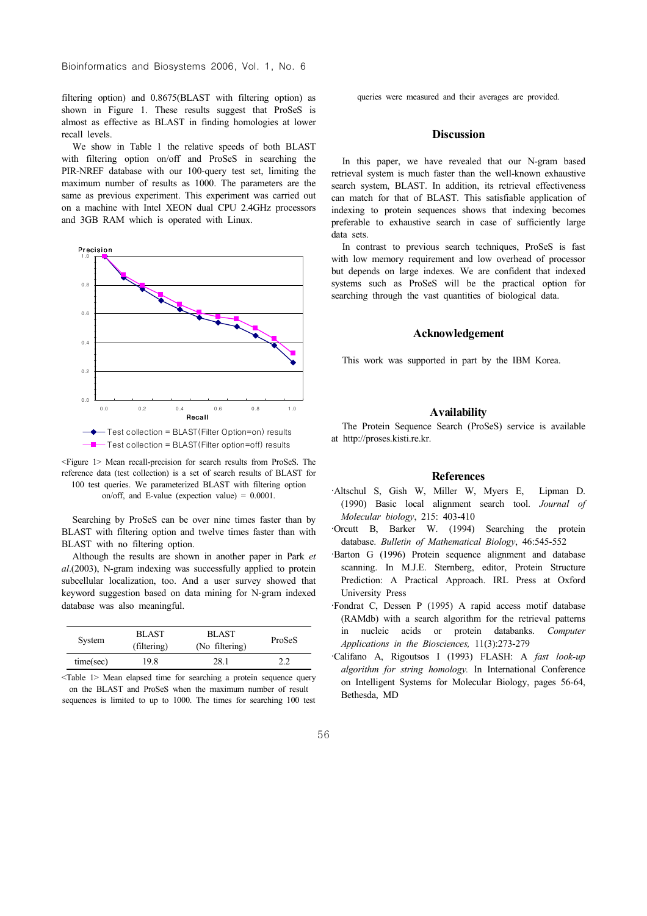filtering option) and 0.8675(BLAST with filtering option) as shown in Figure 1. These results suggest that ProSeS is almost as effective as BLAST in finding homologies at lower recall levels.

We show in Table 1 the relative speeds of both BLAST with filtering option on/off and ProSeS in searching the PIR-NREF database with our 100-query test set, limiting the maximum number of results as 1000. The parameters are the same as previous experiment. This experiment was carried out on a machine with Intel XEON dual CPU 2.4GHz processors and 3GB RAM which is operated with Linux.

<Figure 1> Mean recall-precision for search results from ProSeS. The reference data (test collection) is a set of search results of BLAST for 100 test queries. We parameterized BLAST with filtering option on/off, and E-value (expection value) = 0.0001.

Searching by ProSeS can be over nine times faster than by BLAST with filtering option and twelve times faster than with BLAST with no filtering option.

Although the results are shown in another paper in Park *et al*.(2003), N-gram indexing was successfully applied to protein subcellular localization, too. And a user survey showed that keyword suggestion based on data mining for N-gram indexed database was also meaningful.

| System | BLAST (filtering) | BLAST (No filtering) | ProSeS |
|---|---|---|---|
| time(sec) | 19.8 | 28.1 | 2.2 |

<Table 1> Mean elapsed time for searching a protein sequence query on the BLAST and ProSeS when the maximum number of result sequences is limited to up to 1000. The times for searching 100 test queries were measured and their averages are provided.

## Discussion

In this paper, we have revealed that our N-gram based retrieval system is much faster than the well-known exhaustive search system, BLAST. In addition, its retrieval effectiveness can match for that of BLAST. This satisfiable application of indexing to protein sequences shows that indexing becomes preferable to exhaustive search in case of sufficiently large data sets.

In contrast to previous search techniques, ProSeS is fast with low memory requirement and low overhead of processor but depends on large indexes. We are confident that indexed systems such as ProSeS will be the practical option for searching through the vast quantities of biological data.

## Acknowledgement

This work was supported in part by the IBM Korea.

## Availability

The Protein Sequence Search (ProSeS) service is available at http://proses.kisti.re.kr.

## References

- Altschul S, Gish W, Miller W, Myers E, Lipman D. (1990) Basic local alignment search tool. *Journal of Molecular biology*, 215: 403-410
- Orcutt B, Barker W. (1994) Searching the protein database. *Bulletin of Mathematical Biology*, 46:545-552
- Barton G (1996) Protein sequence alignment and database scanning. In M.J.E. Sternberg, editor, Protein Structure Prediction: A Practical Approach. IRL Press at Oxford University Press
- Fondrat C, Dessen P (1995) A rapid access motif database (RAMdb) with a search algorithm for the retrieval patterns in nucleic acids or protein databanks. *Computer Applications in the Biosciences,* 11(3):273-279
- Califano A, Rigoutsos I (1993) FLASH: A *fast look-up algorithm for string homology.* In International Conference on Intelligent Systems for Molecular Biology, pages 56-64, Bethesda, MD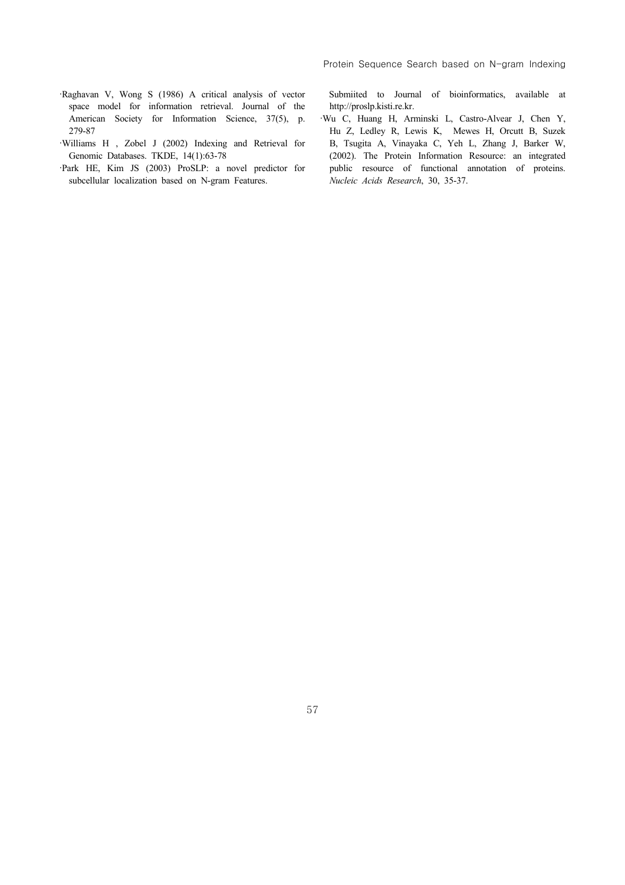- ·Raghavan V, Wong S (1986) A critical analysis of vector space model for information retrieval. Journal of the American Society for Information Science, 37(5), p. 279-87
- ·Williams H , Zobel J (2002) Indexing and Retrieval for Genomic Databases. TKDE, 14(1):63-78
- ·Park HE, Kim JS (2003) ProSLP: a novel predictor for subcellular localization based on N-gram Features. Submiited to Journal of bioinformatics, available at http://proslp.kisti.re.kr.
- ·Wu C, Huang H, Arminski L, Castro-Alvear J, Chen Y, Hu Z, Ledley R, Lewis K, Mewes H, Orcutt B, Suzek B, Tsugita A, Vinayaka C, Yeh L, Zhang J, Barker W, (2002). The Protein Information Resource: an integrated public resource of functional annotation of proteins. *Nucleic Acids Research*, 30, 35-37.